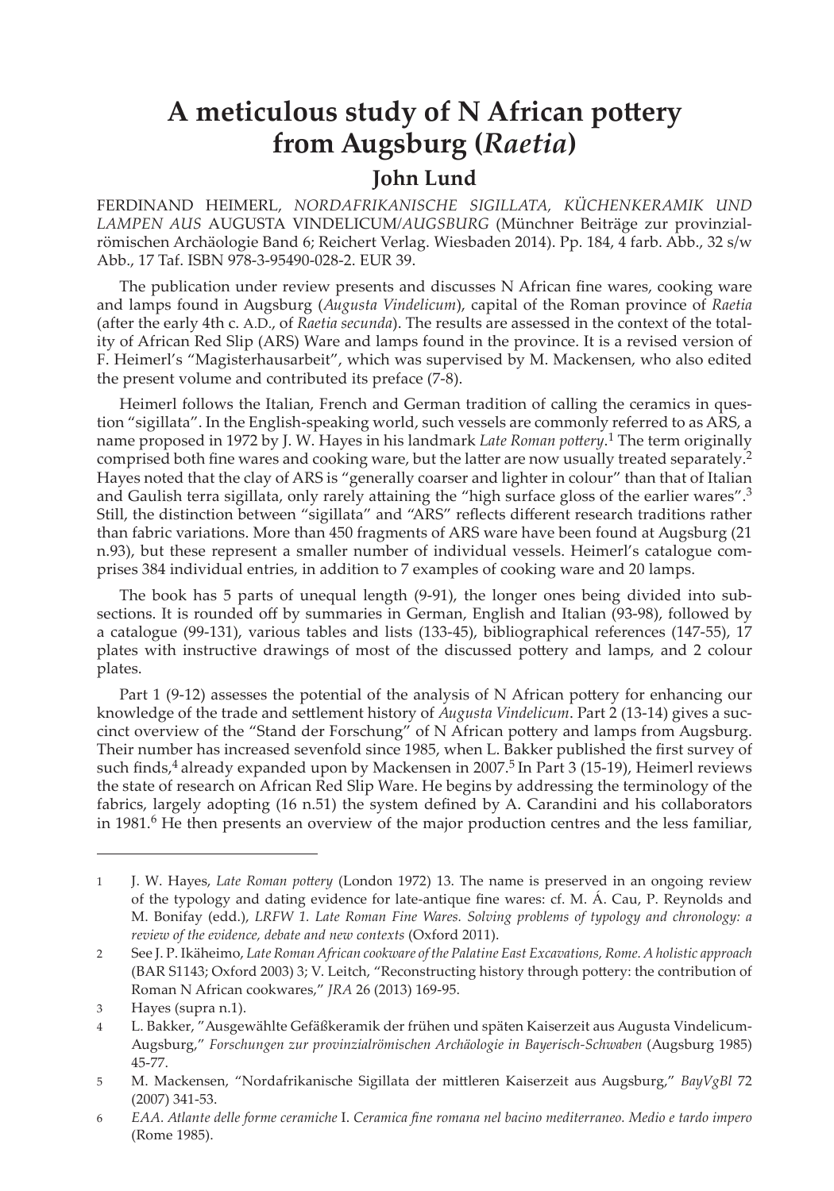# A meticulous study of N African pottery from Augsburg (*Raetia*)

## John Lund

FERDINAND HEIMERL, *NORDAFRIKANISCHE SIGILLATA, KÜCHENKERAMIK UND LAMPEN AUS* AUGUSTA VINDELICUM/*AUGSBURG* (Münchner Beiträge zur provinzialrömischen Archäologie Band 6; Reichert Verlag. Wiesbaden 2014). Pp. 184, 4 farb. Abb., 32 s/w Abb., 17 Taf. ISBN 978-3-95490-028-2. EUR 39.

The publication under review presents and discusses N African fine wares, cooking ware and lamps found in Augsburg (*Augusta Vindelicum*), capital of the Roman province of *Raetia* (after the early 4th c. A.D., of *Raetia secunda*). The results are assessed in the context of the totality of African Red Slip (ARS) Ware and lamps found in the province. It is a revised version of F. Heimerl's "Magisterhausarbeit", which was supervised by M. Mackensen, who also edited the present volume and contributed its preface (7-8).

Heimerl follows the Italian, French and German tradition of calling the ceramics in question "sigillata". In the English-speaking world, such vessels are commonly referred to as ARS, a name proposed in 1972 by J. W. Hayes in his landmark *Late Roman pottery*.[1] The term originally comprised both fine wares and cooking ware, but the latter are now usually treated separately.[2] Hayes noted that the clay of ARS is "generally coarser and lighter in colour" than that of Italian and Gaulish terra sigillata, only rarely attaining the "high surface gloss of the earlier wares".[3] Still, the distinction between "sigillata" and "ARS" reflects different research traditions rather than fabric variations. More than 450 fragments of ARS ware have been found at Augsburg (21 n.93), but these represent a smaller number of individual vessels. Heimerl's catalogue comprises 384 individual entries, in addition to 7 examples of cooking ware and 20 lamps.

The book has 5 parts of unequal length (9-91), the longer ones being divided into subsections. It is rounded off by summaries in German, English and Italian (93-98), followed by a catalogue (99-131), various tables and lists (133-45), bibliographical references (147-55), 17 plates with instructive drawings of most of the discussed pottery and lamps, and 2 colour plates.

Part 1 (9-12) assesses the potential of the analysis of N African pottery for enhancing our knowledge of the trade and settlement history of *Augusta Vindelicum*. Part 2 (13-14) gives a succinct overview of the "Stand der Forschung" of N African pottery and lamps from Augsburg. Their number has increased sevenfold since 1985, when L. Bakker published the first survey of such finds,[4] already expanded upon by Mackensen in 2007.[5] In Part 3 (15-19), Heimerl reviews the state of research on African Red Slip Ware. He begins by addressing the terminology of the fabrics, largely adopting (16 n.51) the system defined by A. Carandini and his collaborators in 1981.[6] He then presents an overview of the major production centres and the less familiar,

---

1 J. W. Hayes, *Late Roman pottery* (London 1972) 13. The name is preserved in an ongoing review of the typology and dating evidence for late-antique fine wares: cf. M. Á. Cau, P. Reynolds and M. Bonifay (edd.), *LRFW 1. Late Roman Fine Wares. Solving problems of typology and chronology: a review of the evidence, debate and new contexts* (Oxford 2011).

2 See J. P. Ikäheimo, *Late Roman African cookware of the Palatine East Excavations, Rome. A holistic approach* (BAR S1143; Oxford 2003) 3; V. Leitch, "Reconstructing history through pottery: the contribution of Roman N African cookwares," *JRA* 26 (2013) 169-95.

3 Hayes (supra n.1).

4 L. Bakker, "Ausgewählte Gefäßkeramik der frühen und späten Kaiserzeit aus Augusta Vindelicum-Augsburg," *Forschungen zur provinzialrömischen Archäologie in Bayerisch-Schwaben* (Augsburg 1985) 45-77.

5 M. Mackensen, "Nordafrikanische Sigillata der mittleren Kaiserzeit aus Augsburg," *BayVgBl* 72 (2007) 341-53.

6 *EAA. Atlante delle forme ceramiche* I. *Ceramica fine romana nel bacino mediterraneo. Medio e tardo impero* (Rome 1985).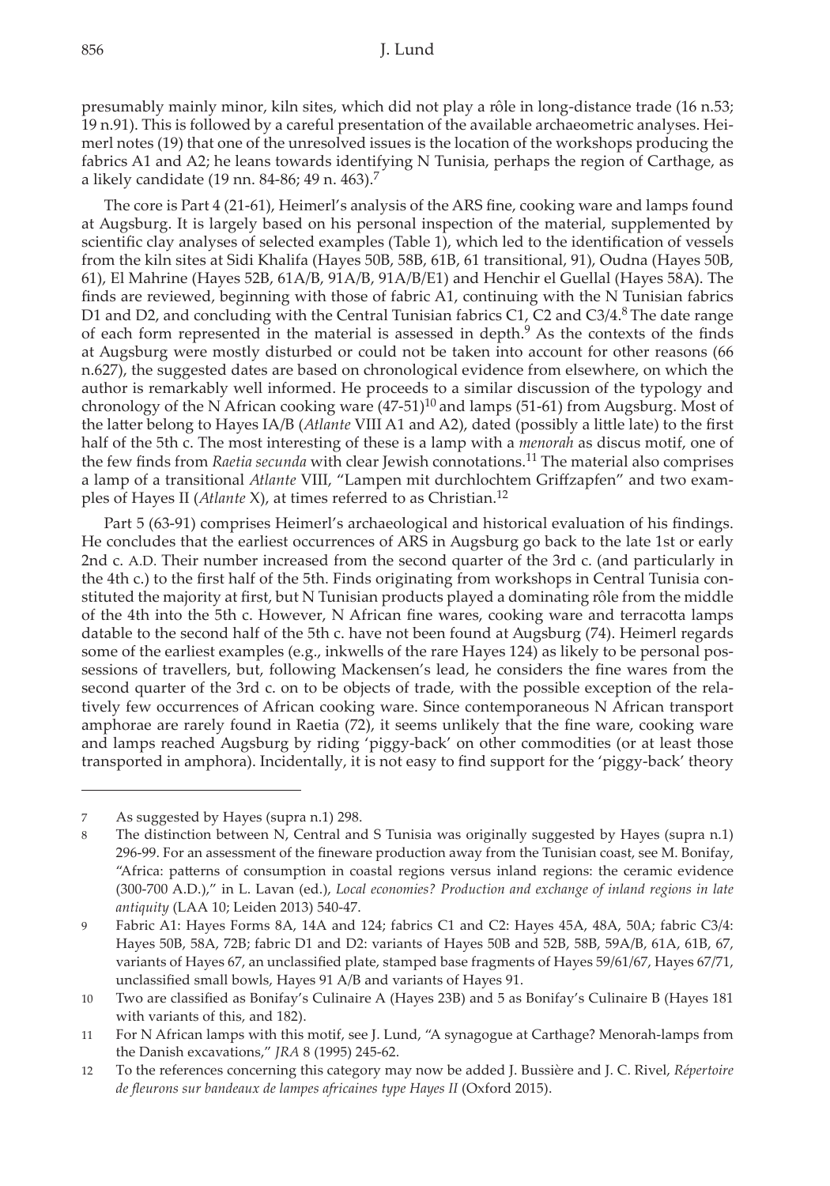presumably mainly minor, kiln sites, which did not play a rôle in long-distance trade (16 n.53; 19 n.91). This is followed by a careful presentation of the available archaeometric analyses. Heimerl notes (19) that one of the unresolved issues is the location of the workshops producing the fabrics A1 and A2; he leans towards identifying N Tunisia, perhaps the region of Carthage, as a likely candidate (19 nn. 84-86; 49 n. 463).[7]

The core is Part 4 (21-61), Heimerl's analysis of the ARS fine, cooking ware and lamps found at Augsburg. It is largely based on his personal inspection of the material, supplemented by scientific clay analyses of selected examples (Table 1), which led to the identification of vessels from the kiln sites at Sidi Khalifa (Hayes 50B, 58B, 61B, 61 transitional, 91), Oudna (Hayes 50B, 61), El Mahrine (Hayes 52B, 61A/B, 91A/B, 91A/B/E1) and Henchir el Guellal (Hayes 58A). The finds are reviewed, beginning with those of fabric A1, continuing with the N Tunisian fabrics D1 and D2, and concluding with the Central Tunisian fabrics C1, C2 and C3/4.[8] The date range of each form represented in the material is assessed in depth.[9] As the contexts of the finds at Augsburg were mostly disturbed or could not be taken into account for other reasons (66 n.627), the suggested dates are based on chronological evidence from elsewhere, on which the author is remarkably well informed. He proceeds to a similar discussion of the typology and chronology of the N African cooking ware (47-51)[10] and lamps (51-61) from Augsburg. Most of the latter belong to Hayes IA/B (*Atlante* VIII A1 and A2), dated (possibly a little late) to the first half of the 5th c. The most interesting of these is a lamp with a *menorah* as discus motif, one of the few finds from *Raetia secunda* with clear Jewish connotations.[11] The material also comprises a lamp of a transitional *Atlante* VIII, "Lampen mit durchlochtem Griffzapfen" and two examples of Hayes II (*Atlante* X), at times referred to as Christian.[12]

Part 5 (63-91) comprises Heimerl's archaeological and historical evaluation of his findings. He concludes that the earliest occurrences of ARS in Augsburg go back to the late 1st or early 2nd c. A.D. Their number increased from the second quarter of the 3rd c. (and particularly in the 4th c.) to the first half of the 5th. Finds originating from workshops in Central Tunisia constituted the majority at first, but N Tunisian products played a dominating rôle from the middle of the 4th into the 5th c. However, N African fine wares, cooking ware and terracotta lamps datable to the second half of the 5th c. have not been found at Augsburg (74). Heimerl regards some of the earliest examples (e.g., inkwells of the rare Hayes 124) as likely to be personal possessions of travellers, but, following Mackensen's lead, he considers the fine wares from the second quarter of the 3rd c. on to be objects of trade, with the possible exception of the relatively few occurrences of African cooking ware. Since contemporaneous N African transport amphorae are rarely found in Raetia (72), it seems unlikely that the fine ware, cooking ware and lamps reached Augsburg by riding 'piggy-back' on other commodities (or at least those transported in amphora). Incidentally, it is not easy to find support for the 'piggy-back' theory

---

7 As suggested by Hayes (supra n.1) 298.

8 The distinction between N, Central and S Tunisia was originally suggested by Hayes (supra n.1) 296-99. For an assessment of the fineware production away from the Tunisian coast, see M. Bonifay, "Africa: patterns of consumption in coastal regions versus inland regions: the ceramic evidence (300-700 A.D.)," in L. Lavan (ed.), *Local economies? Production and exchange of inland regions in late antiquity* (LAA 10; Leiden 2013) 540-47.

9 Fabric A1: Hayes Forms 8A, 14A and 124; fabrics C1 and C2: Hayes 45A, 48A, 50A; fabric C3/4: Hayes 50B, 58A, 72B; fabric D1 and D2: variants of Hayes 50B and 52B, 58B, 59A/B, 61A, 61B, 67, variants of Hayes 67, an unclassified plate, stamped base fragments of Hayes 59/61/67, Hayes 67/71, unclassified small bowls, Hayes 91 A/B and variants of Hayes 91.

10 Two are classified as Bonifay's Culinaire A (Hayes 23B) and 5 as Bonifay's Culinaire B (Hayes 181 with variants of this, and 182).

11 For N African lamps with this motif, see J. Lund, "A synagogue at Carthage? Menorah-lamps from the Danish excavations," *JRA* 8 (1995) 245-62.

12 To the references concerning this category may now be added J. Bussière and J. C. Rivel, *Répertoire de fleurons sur bandeaux de lampes africaines type Hayes II* (Oxford 2015).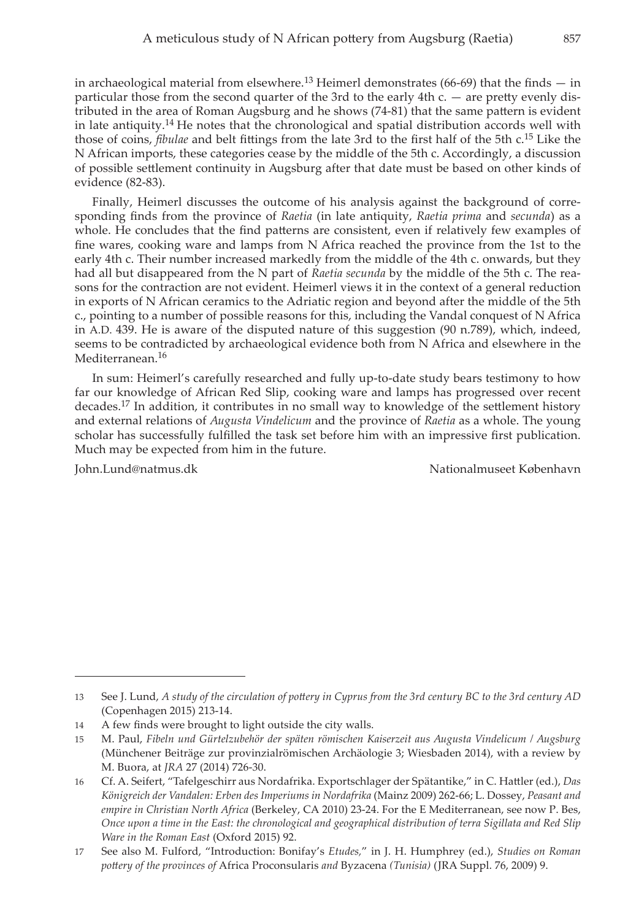in archaeological material from elsewhere.[13] Heimerl demonstrates (66-69) that the finds — in particular those from the second quarter of the 3rd to the early 4th c. — are pretty evenly distributed in the area of Roman Augsburg and he shows (74-81) that the same pattern is evident in late antiquity.[14] He notes that the chronological and spatial distribution accords well with those of coins, *fibulae* and belt fittings from the late 3rd to the first half of the 5th c.[15] Like the N African imports, these categories cease by the middle of the 5th c. Accordingly, a discussion of possible settlement continuity in Augsburg after that date must be based on other kinds of evidence (82-83).

Finally, Heimerl discusses the outcome of his analysis against the background of corresponding finds from the province of *Raetia* (in late antiquity, *Raetia prima* and *secunda*) as a whole. He concludes that the find patterns are consistent, even if relatively few examples of fine wares, cooking ware and lamps from N Africa reached the province from the 1st to the early 4th c. Their number increased markedly from the middle of the 4th c. onwards, but they had all but disappeared from the N part of *Raetia secunda* by the middle of the 5th c. The reasons for the contraction are not evident. Heimerl views it in the context of a general reduction in exports of N African ceramics to the Adriatic region and beyond after the middle of the 5th c., pointing to a number of possible reasons for this, including the Vandal conquest of N Africa in A.D. 439. He is aware of the disputed nature of this suggestion (90 n.789), which, indeed, seems to be contradicted by archaeological evidence both from N Africa and elsewhere in the Mediterranean.[16]

In sum: Heimerl's carefully researched and fully up-to-date study bears testimony to how far our knowledge of African Red Slip, cooking ware and lamps has progressed over recent decades.[17] In addition, it contributes in no small way to knowledge of the settlement history and external relations of *Augusta Vindelicum* and the province of *Raetia* as a whole. The young scholar has successfully fulfilled the task set before him with an impressive first publication. Much may be expected from him in the future.

John.Lund@natmus.dk — Nationalmuseet København

---

13 See J. Lund, *A study of the circulation of pottery in Cyprus from the 3rd century BC to the 3rd century AD* (Copenhagen 2015) 213-14.

14 A few finds were brought to light outside the city walls.

15 M. Paul, *Fibeln und Gürtelzubehör der späten römischen Kaiserzeit aus Augusta Vindelicum / Augsburg* (Münchener Beiträge zur provinzialrömischen Archäologie 3; Wiesbaden 2014), with a review by M. Buora, at *JRA* 27 (2014) 726-30.

16 Cf. A. Seifert, "Tafelgeschirr aus Nordafrika. Exportschlager der Spätantike," in C. Hattler (ed.), *Das Königreich der Vandalen: Erben des Imperiums in Nordafrika* (Mainz 2009) 262-66; L. Dossey, *Peasant and empire in Christian North Africa* (Berkeley, CA 2010) 23-24. For the E Mediterranean, see now P. Bes, *Once upon a time in the East: the chronological and geographical distribution of terra Sigillata and Red Slip Ware in the Roman East* (Oxford 2015) 92.

17 See also M. Fulford, "Introduction: Bonifay's *Etudes*," in J. H. Humphrey (ed.), *Studies on Roman pottery of the provinces of* Africa Proconsularis *and* Byzacena *(Tunisia)* (JRA Suppl. 76, 2009) 9.